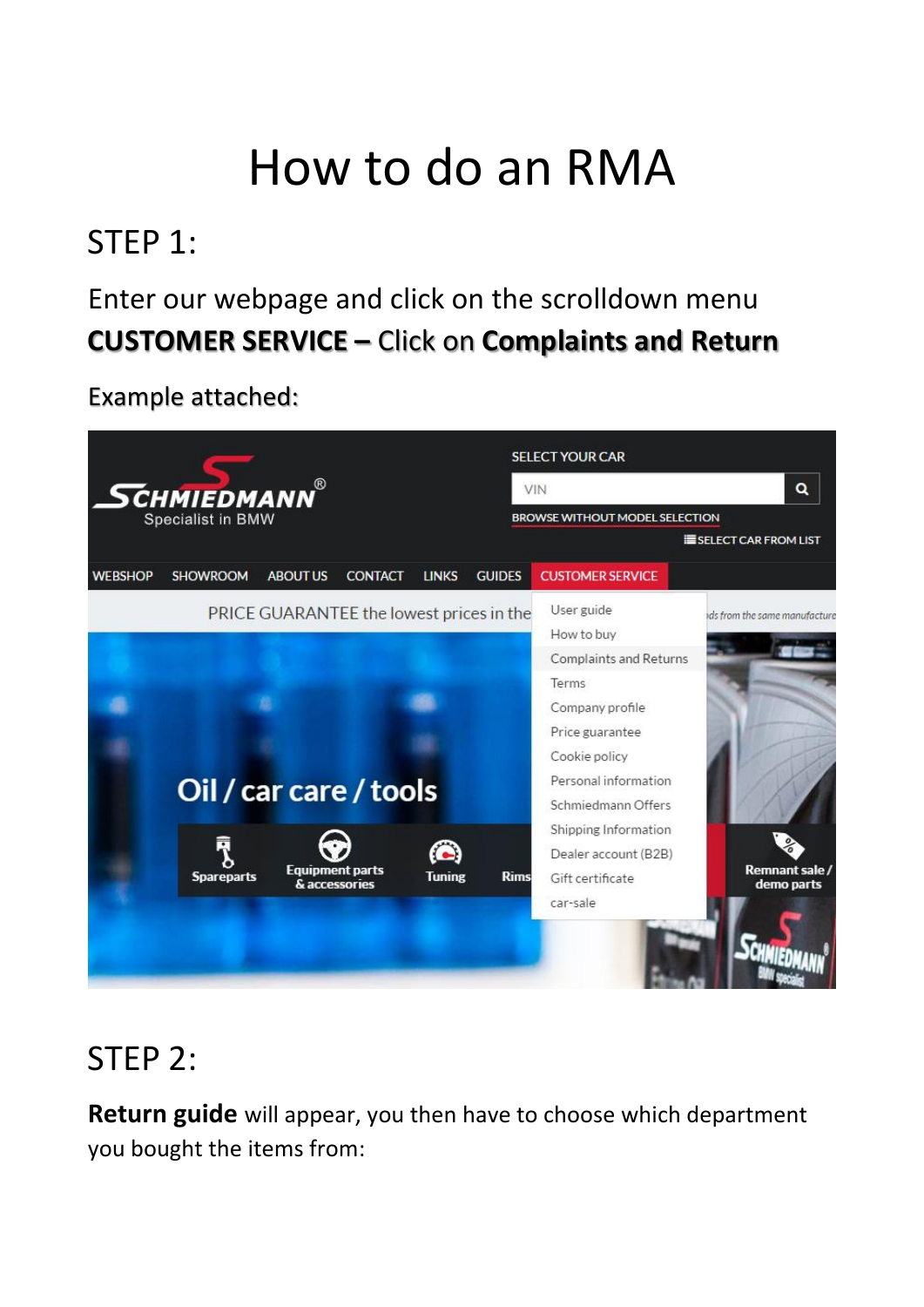# How to do an RMA

## STEP 1:

Enter our webpage and click on the scrolldown menu **CUSTOMER SERVICE –** Click on **Complaints and Return**

Example attached:

## STEP 2:

**Return guide** will appear, you then have to choose which department you bought the items from: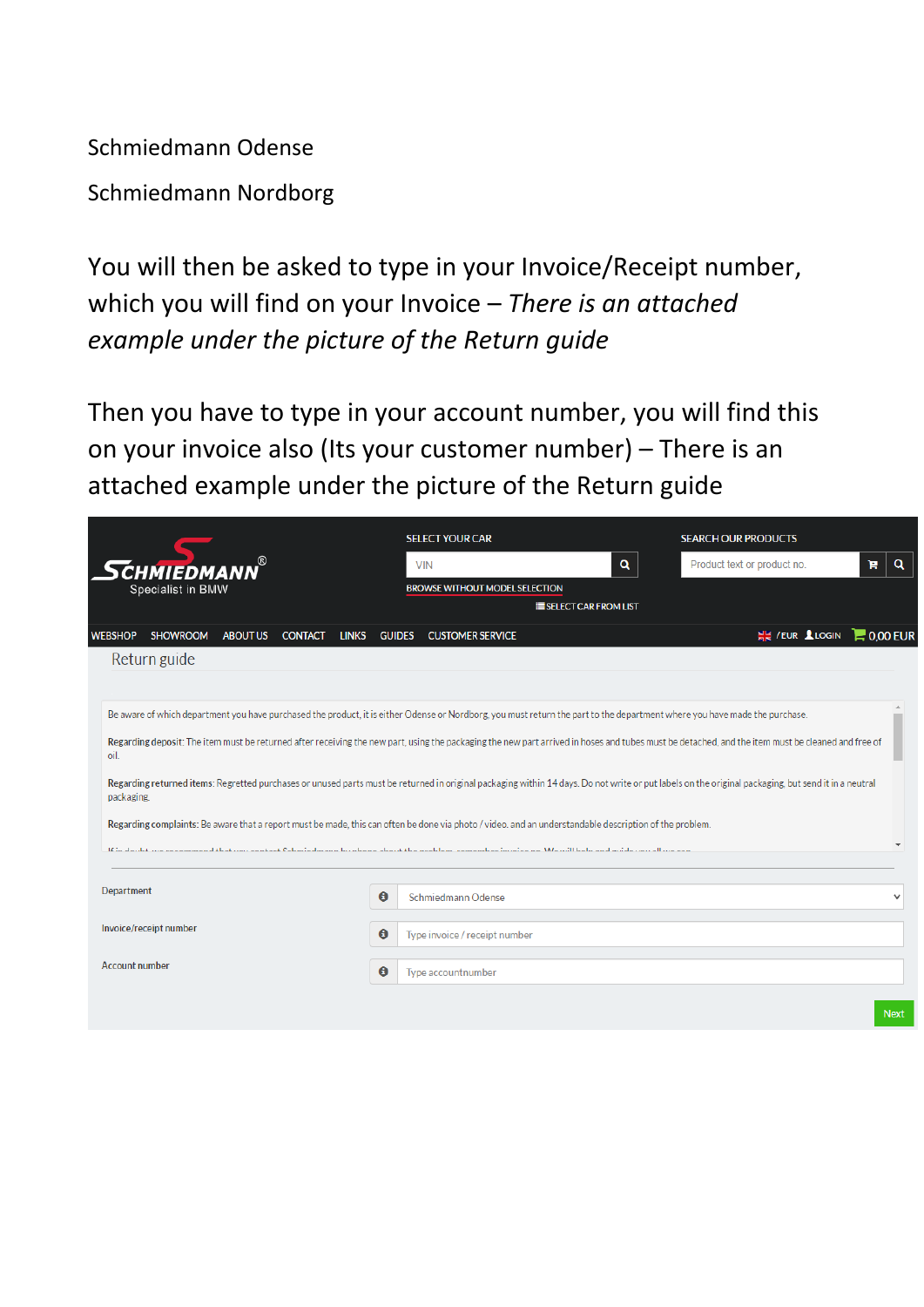Schmiedmann Odense

Schmiedmann Nordborg

You will then be asked to type in your Invoice/Receipt number, which you will find on your Invoice – *There is an attached example under the picture of the Return guide*

Then you have to type in your account number, you will find this on your invoice also (Its your customer number) – There is an attached example under the picture of the Return guide

SCHMIEDMANN® Specialist in BMW

SELECT YOUR CAR

VIN

BROWSE WITHOUT MODEL SELECTION

SELECT CAR FROM LIST

SEARCH OUR PRODUCTS

Product text or product no.

WEBSHOP SHOWROOM ABOUT US CONTACT LINKS GUIDES CUSTOMER SERVICE

/EUR LOGIN 0,00 EUR

Return guide

Be aware of which department you have purchased the product, it is either Odense or Nordborg, you must return the part to the department where you have made the purchase.

**Regarding deposit:** The item must be returned after receiving the new part, using the packaging the new part arrived in hoses and tubes must be detached, and the item must be cleaned and free of oil.

**Regarding returned items:** Regretted purchases or unused parts must be returned in original packaging within 14 days. Do not write or put labels on the original packaging, but send it in a neutral packaging.

**Regarding complaints:** Be aware that a report must be made, this can often be done via photo / video. and an understandable description of the problem.

Department: Schmiedmann Odense

Invoice/receipt number: Type invoice / receipt number

Account number: Type accountnumber

Next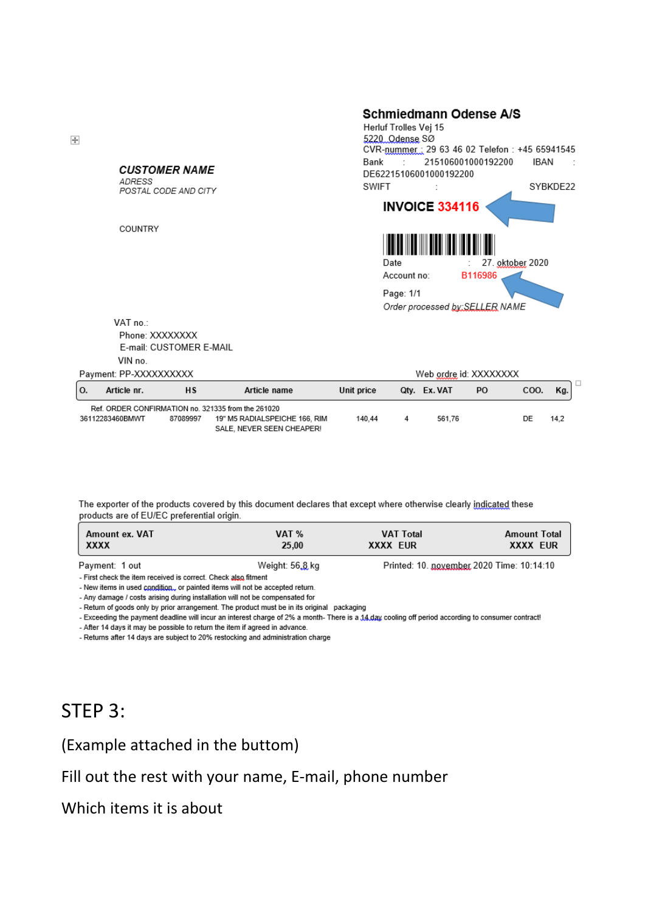**Schmiedmann Odense A/S**
Herluf Trolles Vej 15
5220 Odense SØ
CVR-nummer : 29 63 46 02 Telefon : +45 65941545
Bank : 215106001000192200 IBAN : DE62215106001000192200
SWIFT : SYBKDE22

**INVOICE 334116**

Date : 27. oktober 2020
Account no: B116986

Page: 1/1
*Order processed by:SELLER NAME*

***CUSTOMER NAME***
*ADRESS*
*POSTAL CODE AND CITY*

COUNTRY

VAT no.:
Phone: XXXXXXXX
E-mail: CUSTOMER E-MAIL
VIN no.

Payment: PP-XXXXXXXXXX
Web ordre id: XXXXXXXX

| O. | Article nr. | HS | Article name | Unit price | Qty. | Ex. VAT | PO | COO. | Kg. |
|---|---|---|---|---|---|---|---|---|---|
| | Ref. ORDER CONFIRMATION no. 321335 from the 261020 | | | | | | | | |
| 36112283460BMWT | | 87089997 | 19" M5 RADIALSPEICHE 166, RIM SALE, NEVER SEEN CHEAPER! | 140,44 | 4 | 561,76 | | DE | 14,2 |

The exporter of the products covered by this document declares that except where otherwise clearly indicated these products are of EU/EC preferential origin.

| Amount ex. VAT | VAT % | VAT Total | Amount Total |
|---|---|---|---|
| XXXX | 25,00 | XXXX EUR | XXXX EUR |

Payment: 1 out
Weight: 56,8 kg
Printed: 10. november 2020 Time: 10:14:10

- First check the item received is correct. Check also fitment
- New items in used condition., or painted items will not be accepted return.
- Any damage / costs arising during installation will not be compensated for
- Return of goods only by prior arrangement. The product must be in its original packaging
- Exceeding the payment deadline will incur an interest charge of 2% a month- There is a 14 day cooling off period according to consumer contract!
- After 14 days it may be possible to return the item if agreed in advance.
- Returns after 14 days are subject to 20% restocking and administration charge

## STEP 3:

(Example attached in the buttom)

Fill out the rest with your name, E-mail, phone number

Which items it is about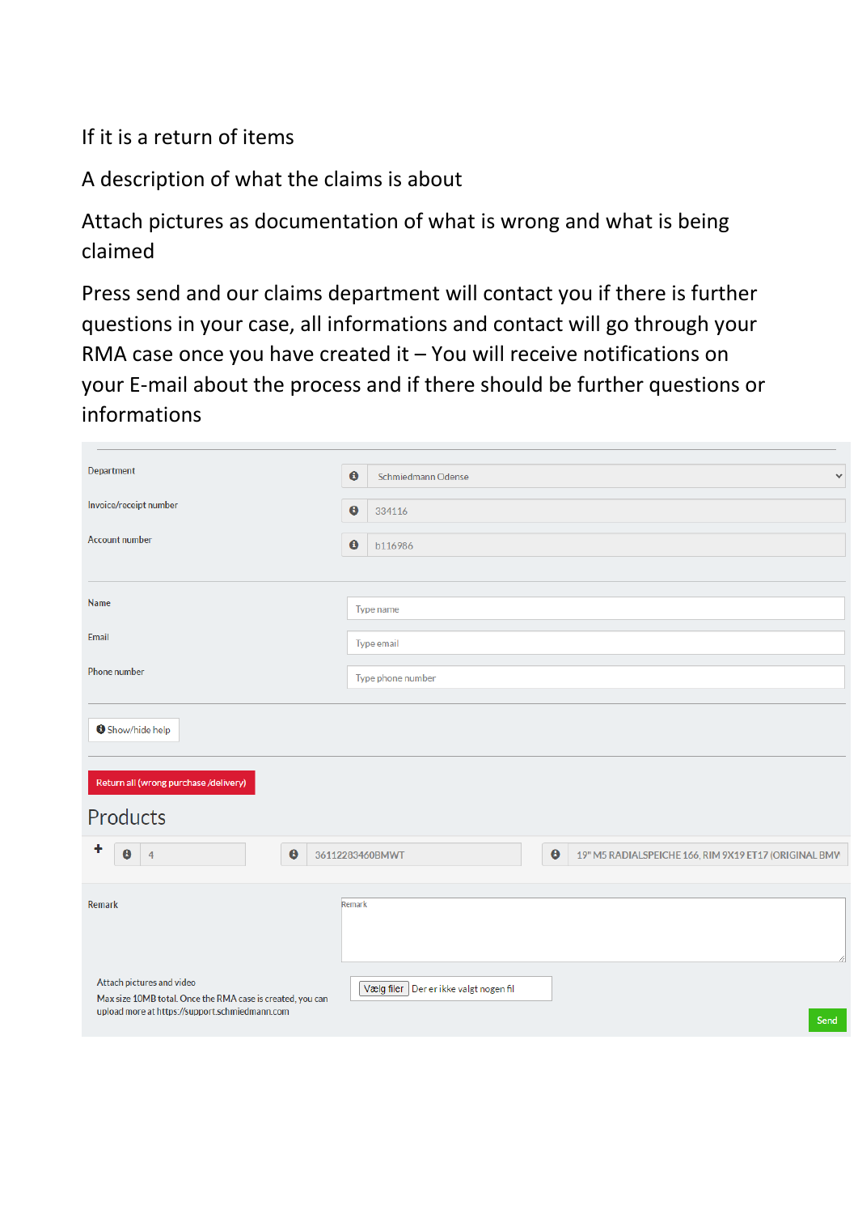If it is a return of items

A description of what the claims is about

Attach pictures as documentation of what is wrong and what is being claimed

Press send and our claims department will contact you if there is further questions in your case, all informations and contact will go through your RMA case once you have created it – You will receive notifications on your E-mail about the process and if there should be further questions or informations

Department — Schmiedmann Odense

Invoice/receipt number — 334116

Account number — b116986

Name — Type name

Email — Type email

Phone number — Type phone number

Show/hide help

Return all (wrong purchase /delivery)

## Products

+ 4 | 36112283460BMWT | 19" M5 RADIALSPEICHE 166, RIM 9X19 ET17 (ORIGINAL BMW

Remark — Remark

Attach pictures and video
Max size 10MB total. Once the RMA case is created, you can upload more at https://support.schmiedmann.com

Vælg filer  Der er ikke valgt nogen fil

Send